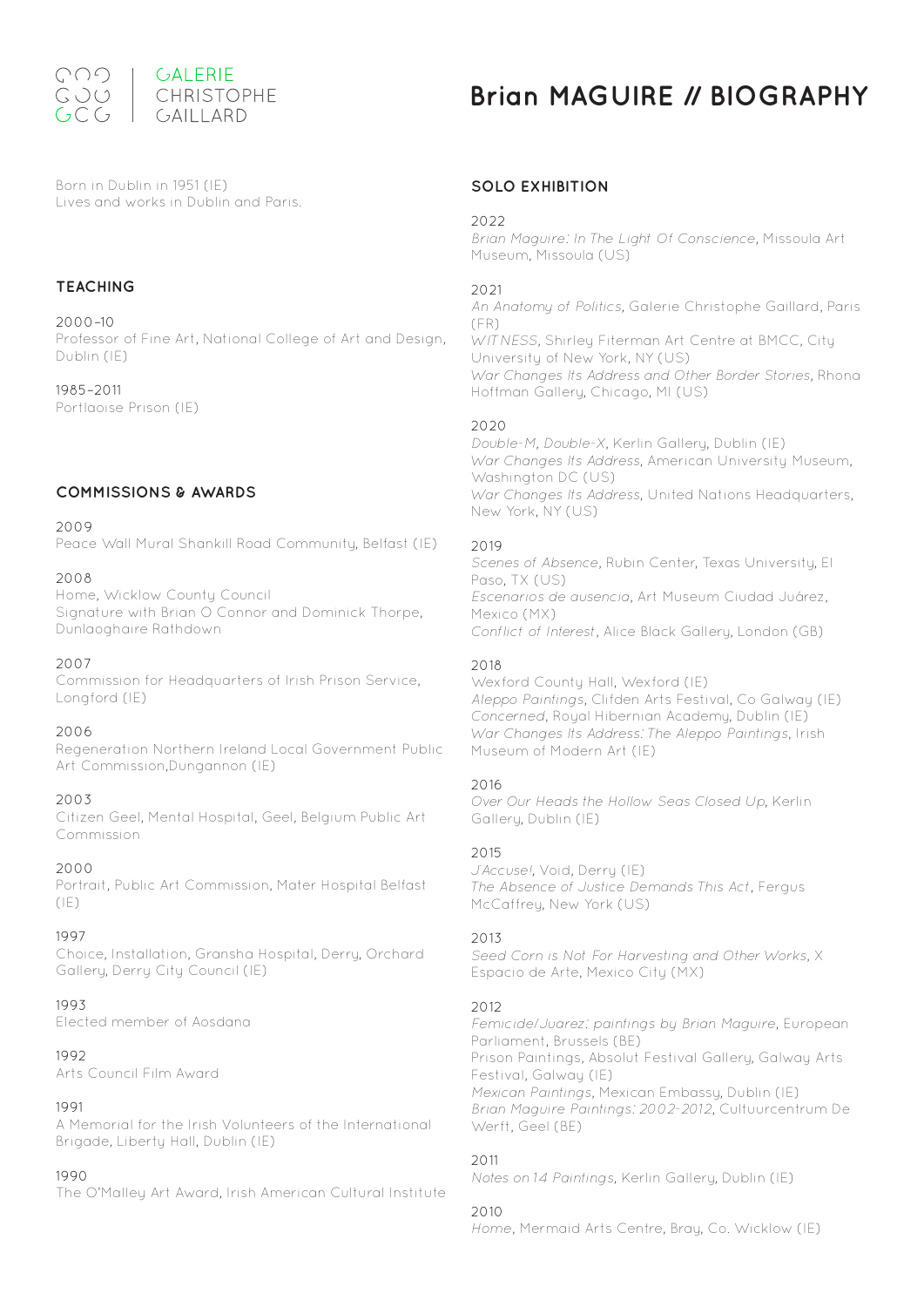GALERIE
CHRISTOPHE
GAILLARD

# Brian MAGUIRE // BIOGRAPHY

Born in Dublin in 1951 (IE)
Lives and works in Dublin and Paris.

## TEACHING

2000–10
Professor of Fine Art, National College of Art and Design, Dublin (IE)

1985–2011
Portlaoise Prison (IE)

## COMMISSIONS & AWARDS

2009
Peace Wall Mural Shankill Road Community, Belfast (IE)

2008
Home, Wicklow County Council
Signature with Brian O Connor and Dominick Thorpe, Dunlaoghaire Rathdown

2007
Commission for Headquarters of Irish Prison Service, Longford (IE)

2006
Regeneration Northern Ireland Local Government Public Art Commission,Dungannon (IE)

2003
Citizen Geel, Mental Hospital, Geel, Belgium Public Art Commission

2000
Portrait, Public Art Commission, Mater Hospital Belfast (IE)

1997
Choice, Installation, Gransha Hospital, Derry, Orchard Gallery, Derry City Council (IE)

1993
Elected member of Aosdana

1992
Arts Council Film Award

1991
A Memorial for the Irish Volunteers of the International Brigade, Liberty Hall, Dublin (IE)

1990
The O'Malley Art Award, Irish American Cultural Institute

## SOLO EXHIBITION

2022
*Brian Maguire: In The Light Of Conscience*, Missoula Art Museum, Missoula (US)

2021
*An Anatomy of Politics*, Galerie Christophe Gaillard, Paris (FR)
*WITNESS*, Shirley Fiterman Art Centre at BMCC, City University of New York, NY (US)
*War Changes Its Address and Other Border Stories*, Rhona Hoffman Gallery, Chicago, MI (US)

2020
*Double-M, Double-X*, Kerlin Gallery, Dublin (IE)
*War Changes Its Address*, American University Museum, Washington DC (US)
*War Changes Its Address*, United Nations Headquarters, New York, NY (US)

2019
*Scenes of Absence*, Rubin Center, Texas University, El Paso, TX (US)
*Escenarios de ausencia*, Art Museum Ciudad Juárez, Mexico (MX)
*Conflict of Interest*, Alice Black Gallery, London (GB)

2018
Wexford County Hall, Wexford (IE)
*Aleppo Paintings*, Clifden Arts Festival, Co Galway (IE)
*Concerned*, Royal Hibernian Academy, Dublin (IE)
*War Changes Its Address: The Aleppo Paintings*, Irish Museum of Modern Art (IE)

2016
*Over Our Heads the Hollow Seas Closed Up*, Kerlin Gallery, Dublin (IE)

2015
*J'Accuse!*, Void, Derry (IE)
*The Absence of Justice Demands This Act*, Fergus McCaffrey, New York (US)

2013
*Seed Corn is Not For Harvesting and Other Works*, X Espacio de Arte, Mexico City (MX)

2012
*Femicide/Juarez: paintings by Brian Maguire*, European Parliament, Brussels (BE)
Prison Paintings, Absolut Festival Gallery, Galway Arts Festival, Galway (IE)
*Mexican Paintings*, Mexican Embassy, Dublin (IE)
*Brian Maguire Paintings: 2002-2012*, Cultuurcentrum De Werft, Geel (BE)

2011
*Notes on 14 Paintings*, Kerlin Gallery, Dublin (IE)

2010
*Home*, Mermaid Arts Centre, Bray, Co. Wicklow (IE)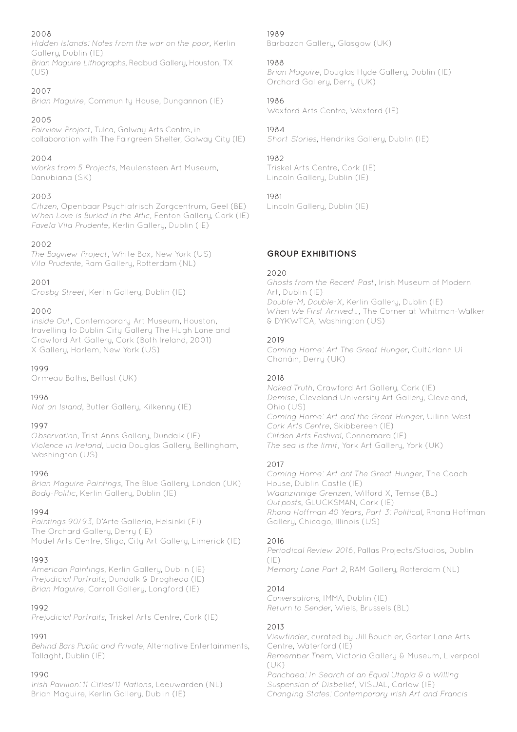2008
*Hidden Islands: Notes from the war on the poor*, Kerlin Gallery, Dublin (IE)
*Brian Maguire Lithographs*, Redbud Gallery, Houston, TX (US)

2007
*Brian Maguire*, Community House, Dungannon (IE)

2005
*Fairview Project*, Tulca, Galway Arts Centre, in collaboration with The Fairgreen Shelter, Galway City (IE)

2004
*Works from 5 Projects*, Meulensteen Art Museum, Danubiana (SK)

2003
*Citizen*, Openbaar Psychiatrisch Zorgcentrum, Geel (BE)
*When Love is Buried in the Attic*, Fenton Gallery, Cork (IE)
*Favela Vila Prudente*, Kerlin Gallery, Dublin (IE)

2002
*The Bayview Project*, White Box, New York (US)
*Vila Prudente*, Ram Gallery, Rotterdam (NL)

2001
*Crosby Street*, Kerlin Gallery, Dublin (IE)

2000
*Inside Out*, Contemporary Art Museum, Houston, travelling to Dublin City Gallery The Hugh Lane and Crawford Art Gallery, Cork (Both Ireland, 2001)
X Gallery, Harlem, New York (US)

1999
Ormeau Baths, Belfast (UK)

1998
*Not an Island*, Butler Gallery, Kilkenny (IE)

1997
*Observation*, Trist Anns Gallery, Dundalk (IE)
*Violence in Ireland*, Lucia Douglas Gallery, Bellingham, Washington (US)

1996
*Brian Maguire Paintings*, The Blue Gallery, London (UK)
*Body-Politic*, Kerlin Gallery, Dublin (IE)

1994
*Paintings 90/93*, D'Arte Galleria, Helsinki (FI)
The Orchard Gallery, Derry (IE)
Model Arts Centre, Sligo, City Art Gallery, Limerick (IE)

1993
*American Paintings*, Kerlin Gallery, Dublin (IE)
*Prejudicial Portraits*, Dundalk & Drogheda (IE)
*Brian Maguire*, Carroll Gallery, Longford (IE)

1992
*Prejudicial Portraits*, Triskel Arts Centre, Cork (IE)

1991
*Behind Bars Public and Private*, Alternative Entertainments, Tallaght, Dublin (IE)

1990
*Irish Pavilion: 11 Cities/11 Nations*, Leeuwarden (NL)
Brian Maguire, Kerlin Gallery, Dublin (IE)

1989
Barbazon Gallery, Glasgow (UK)

1988
*Brian Maguire*, Douglas Hyde Gallery, Dublin (IE)
Orchard Gallery, Derry (UK)

1986
Wexford Arts Centre, Wexford (IE)

1984
*Short Stories*, Hendriks Gallery, Dublin (IE)

1982
Triskel Arts Centre, Cork (IE)
Lincoln Gallery, Dublin (IE)

1981
Lincoln Gallery, Dublin (IE)

## GROUP EXHIBITIONS

2020
*Ghosts from the Recent Past*, Irish Museum of Modern Art, Dublin (IE)
*Double-M, Double-X*, Kerlin Gallery, Dublin (IE)
*When We First Arrived...*, The Corner at Whitman-Walker & DYKWTCA, Washington (US)

2019
*Coming Home: Art The Great Hunger*, Cultúrlann Uí Chanáin, Derry (UK)

2018
*Naked Truth*, Crawford Art Gallery, Cork (IE)
*Demise*, Cleveland University Art Gallery, Cleveland, Ohio (US)
*Coming Home: Art and the Great Hunger*, Uilinn West Cork Arts Centre, Skibbereen (IE)
*Clifden Arts Festival*, Connemara (IE)
*The sea is the limit*, York Art Gallery, York (UK)

2017
*Coming Home: Art anf The Great Hunger*, The Coach House, Dublin Castle (IE)
*Waanzinnige Grenzen*, Wilford X, Temse (BL)
*Outposts*, GLUCKSMAN, Cork (IE)
*Rhona Hoffman 40 Years, Part 3: Political*, Rhona Hoffman Gallery, Chicago, Illinois (US)

2016
*Periodical Review 2016*, Pallas Projects/Studios, Dublin (IE)
*Memory Lane Part 2*, RAM Gallery, Rotterdam (NL)

2014
*Conversations*, IMMA, Dublin (IE)
*Return to Sender*, Wiels, Brussels (BL)

2013
*Viewfinder*, curated by Jill Bouchier, Garter Lane Arts Centre, Waterford (IE)
*Remember Them*, Victoria Gallery & Museum, Liverpool (UK)
*Panchaea: In Search of an Equal Utopia & a Willing Suspension of Disbelief*, VISUAL, Carlow (IE)
*Changing States: Contemporary Irish Art and Francis*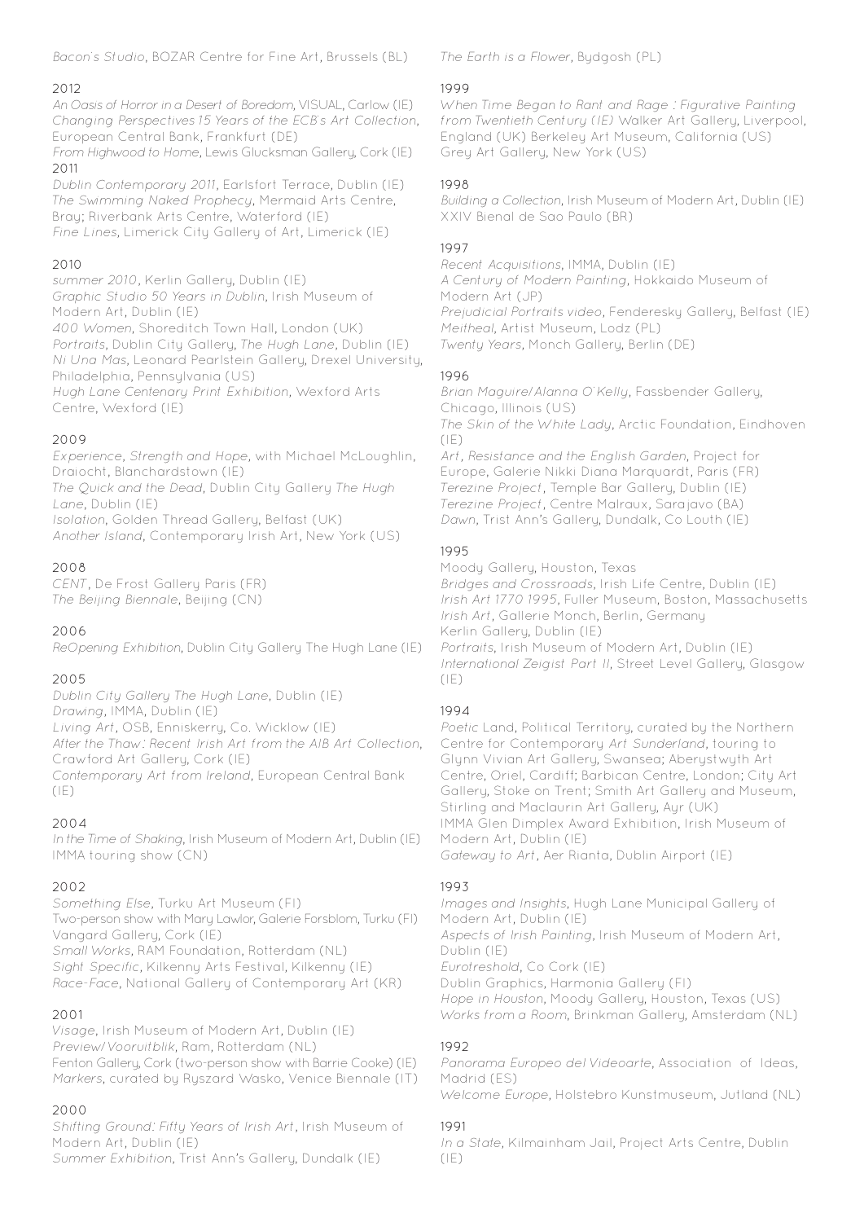*Bacon's Studio*, BOZAR Centre for Fine Art, Brussels (BL)

2012

*An Oasis of Horror in a Desert of Boredom*, VISUAL, Carlow (IE)
*Changing Perspectives 15 Years of the ECB's Art Collection*, European Central Bank, Frankfurt (DE)
*From Highwood to Home*, Lewis Glucksman Gallery, Cork (IE)

2011

*Dublin Contemporary 2011*, Earlsfort Terrace, Dublin (IE)
*The Swimming Naked Prophecy*, Mermaid Arts Centre, Bray; Riverbank Arts Centre, Waterford (IE)
*Fine Lines*, Limerick City Gallery of Art, Limerick (IE)

2010

*summer 2010*, Kerlin Gallery, Dublin (IE)
*Graphic Studio 50 Years in Dublin*, Irish Museum of Modern Art, Dublin (IE)
*400 Women*, Shoreditch Town Hall, London (UK)
*Portraits*, Dublin City Gallery, *The Hugh Lane*, Dublin (IE)
*Ni Una Mas*, Leonard Pearlstein Gallery, Drexel University, Philadelphia, Pennsylvania (US)
*Hugh Lane Centenary Print Exhibition*, Wexford Arts Centre, Wexford (IE)

2009

*Experience, Strength and Hope*, with Michael McLoughlin, Draiocht, Blanchardstown (IE)
*The Quick and the Dead*, Dublin City Gallery *The Hugh Lane*, Dublin (IE)
*Isolation*, Golden Thread Gallery, Belfast (UK)
*Another Island*, Contemporary Irish Art, New York (US)

2008

*CENT*, De Frost Gallery Paris (FR)
*The Beijing Biennale*, Beijing (CN)

2006

*ReOpening Exhibition*, Dublin City Gallery The Hugh Lane (IE)

2005

*Dublin City Gallery The Hugh Lane*, Dublin (IE)
*Drawing*, IMMA, Dublin (IE)
*Living Art*, OSB, Enniskerry, Co. Wicklow (IE)
*After the Thaw: Recent Irish Art from the AIB Art Collection*, Crawford Art Gallery, Cork (IE)
*Contemporary Art from Ireland*, European Central Bank (IE)

2004

*In the Time of Shaking*, Irish Museum of Modern Art, Dublin (IE)
IMMA touring show (CN)

2002

*Something Else*, Turku Art Museum (FI)
Two-person show with Mary Lawlor, Galerie Forsblom, Turku (FI)
Vangard Gallery, Cork (IE)
*Small Works*, RAM Foundation, Rotterdam (NL)
*Sight Specific*, Kilkenny Arts Festival, Kilkenny (IE)
*Race-Face*, National Gallery of Contemporary Art (KR)

2001

*Visage*, Irish Museum of Modern Art, Dublin (IE)
*Preview/ Vooruitblik*, Ram, Rotterdam (NL)
Fenton Gallery, Cork (two-person show with Barrie Cooke) (IE)
*Markers*, curated by Ryszard Wasko, Venice Biennale (IT)

2000

*Shifting Ground: Fifty Years of Irish Art*, Irish Museum of Modern Art, Dublin (IE)
*Summer Exhibition*, Trist Ann's Gallery, Dundalk (IE)

*The Earth is a Flower*, Bydgosh (PL)

1999

*When Time Began to Rant and Rage : Figurative Painting from Twentieth Century (IE)* Walker Art Gallery, Liverpool, England (UK) Berkeley Art Museum, California (US) Grey Art Gallery, New York (US)

1998

*Building a Collection*, Irish Museum of Modern Art, Dublin (IE)
XXIV Bienal de Sao Paulo (BR)

1997

*Recent Acquisitions*, IMMA, Dublin (IE)
*A Century of Modern Painting*, Hokkaido Museum of Modern Art (JP)
*Prejudicial Portraits video*, Fenderesky Gallery, Belfast (IE)
*Meitheal*, Artist Museum, Lodz (PL)
*Twenty Years*, Monch Gallery, Berlin (DE)

1996

*Brian Maguire/Alanna O'Kelly*, Fassbender Gallery, Chicago, Illinois (US)
*The Skin of the White Lady*, Arctic Foundation, Eindhoven (IE)
*Art, Resistance and the English Garden*, Project for Europe, Galerie Nikki Diana Marquardt, Paris (FR)
*Terezine Project*, Temple Bar Gallery, Dublin (IE)
*Terezine Project*, Centre Malraux, Sarajavo (BA)
*Dawn*, Trist Ann's Gallery, Dundalk, Co Louth (IE)

1995

Moody Gallery, Houston, Texas
*Bridges and Crossroads*, Irish Life Centre, Dublin (IE)
*Irish Art 1770 1995*, Fuller Museum, Boston, Massachusetts
*Irish Art*, Gallerie Monch, Berlin, Germany
Kerlin Gallery, Dublin (IE)
*Portraits*, Irish Museum of Modern Art, Dublin (IE)
*International Zeigist Part II*, Street Level Gallery, Glasgow (IE)

1994

*Poetic* Land, Political Territory, curated by the Northern Centre for Contemporary *Art Sunderland*, touring to Glynn Vivian Art Gallery, Swansea; Aberystwyth Art Centre, Oriel, Cardiff; Barbican Centre, London; City Art Gallery, Stoke on Trent; Smith Art Gallery and Museum, Stirling and Maclaurin Art Gallery, Ayr (UK)
IMMA Glen Dimplex Award Exhibition, Irish Museum of Modern Art, Dublin (IE)
*Gateway to Art*, Aer Rianta, Dublin Airport (IE)

1993

*Images and Insights*, Hugh Lane Municipal Gallery of Modern Art, Dublin (IE)
*Aspects of Irish Painting*, Irish Museum of Modern Art, Dublin (IE)
*Eurotreshold*, Co Cork (IE)
Dublin Graphics, Harmonia Gallery (FI)
*Hope in Houston*, Moody Gallery, Houston, Texas (US)
*Works from a Room*, Brinkman Gallery, Amsterdam (NL)

1992

*Panorama Europeo del Videoarte*, Association of Ideas, Madrid (ES)
*Welcome Europe*, Holstebro Kunstmuseum, Jutland (NL)

1991

*In a State*, Kilmainham Jail, Project Arts Centre, Dublin (IE)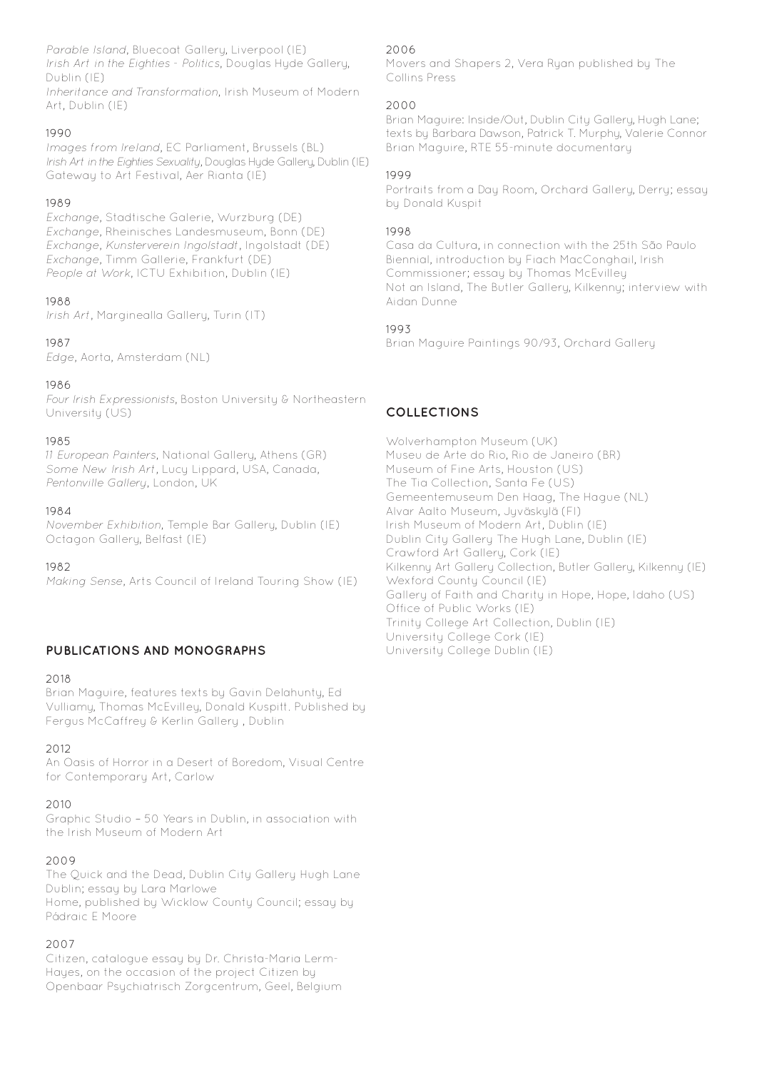*Parable Island*, Bluecoat Gallery, Liverpool (IE)
*Irish Art in the Eighties - Politics*, Douglas Hyde Gallery, Dublin (IE)
*Inheritance and Transformation*, Irish Museum of Modern Art, Dublin (IE)

1990
*Images from Ireland*, EC Parliament, Brussels (BL)
*Irish Art in the Eighties Sexuality*, Douglas Hyde Gallery, Dublin (IE)
Gateway to Art Festival, Aer Rianta (IE)

1989
*Exchange*, Stadtische Galerie, Wurzburg (DE)
*Exchange*, Rheinisches Landesmuseum, Bonn (DE)
*Exchange*, *Kunsterverein Ingolstadt*, Ingolstadt (DE)
*Exchange*, Timm Gallerie, Frankfurt (DE)
*People at Work*, ICTU Exhibition, Dublin (IE)

1988
*Irish Art*, Marginealla Gallery, Turin (IT)

1987
*Edge*, Aorta, Amsterdam (NL)

1986
*Four Irish Expressionists*, Boston University & Northeastern University (US)

1985
*11 European Painters*, National Gallery, Athens (GR)
*Some New Irish Art*, Lucy Lippard, USA, Canada, *Pentonville Gallery*, London, UK

1984
*November Exhibition*, Temple Bar Gallery, Dublin (IE)
Octagon Gallery, Belfast (IE)

1982
*Making Sense*, Arts Council of Ireland Touring Show (IE)

## PUBLICATIONS AND MONOGRAPHS

2018
Brian Maguire, features texts by Gavin Delahunty, Ed Vulliamy, Thomas McEvilley, Donald Kuspitt. Published by Fergus McCaffrey & Kerlin Gallery , Dublin

2012
An Oasis of Horror in a Desert of Boredom, Visual Centre for Contemporary Art, Carlow

2010
Graphic Studio – 50 Years in Dublin, in association with the Irish Museum of Modern Art

2009
The Quick and the Dead, Dublin City Gallery Hugh Lane Dublin; essay by Lara Marlowe
Home, published by Wicklow County Council; essay by Pádraic E Moore

2007
Citizen, catalogue essay by Dr. Christa-Maria Lerm-Hayes, on the occasion of the project Citizen by Openbaar Psychiatrisch Zorgcentrum, Geel, Belgium

2006
Movers and Shapers 2, Vera Ryan published by The Collins Press

2000
Brian Maguire: Inside/Out, Dublin City Gallery, Hugh Lane; texts by Barbara Dawson, Patrick T. Murphy, Valerie Connor
Brian Maguire, RTE 55-minute documentary

1999
Portraits from a Day Room, Orchard Gallery, Derry; essay by Donald Kuspit

1998
Casa da Cultura, in connection with the 25th São Paulo Biennial, introduction by Fiach MacConghail, Irish Commissioner; essay by Thomas McEvilley
Not an Island, The Butler Gallery, Kilkenny; interview with Aidan Dunne

1993
Brian Maguire Paintings 90/93, Orchard Gallery

## COLLECTIONS

Wolverhampton Museum (UK)
Museu de Arte do Rio, Rio de Janeiro (BR)
Museum of Fine Arts, Houston (US)
The Tia Collection, Santa Fe (US)
Gemeentemuseum Den Haag, The Hague (NL)
Alvar Aalto Museum, Jyväskylä (FI)
Irish Museum of Modern Art, Dublin (IE)
Dublin City Gallery The Hugh Lane, Dublin (IE)
Crawford Art Gallery, Cork (IE)
Kilkenny Art Gallery Collection, Butler Gallery, Kilkenny (IE)
Wexford County Council (IE)
Gallery of Faith and Charity in Hope, Hope, Idaho (US)
Office of Public Works (IE)
Trinity College Art Collection, Dublin (IE)
University College Cork (IE)
University College Dublin (IE)